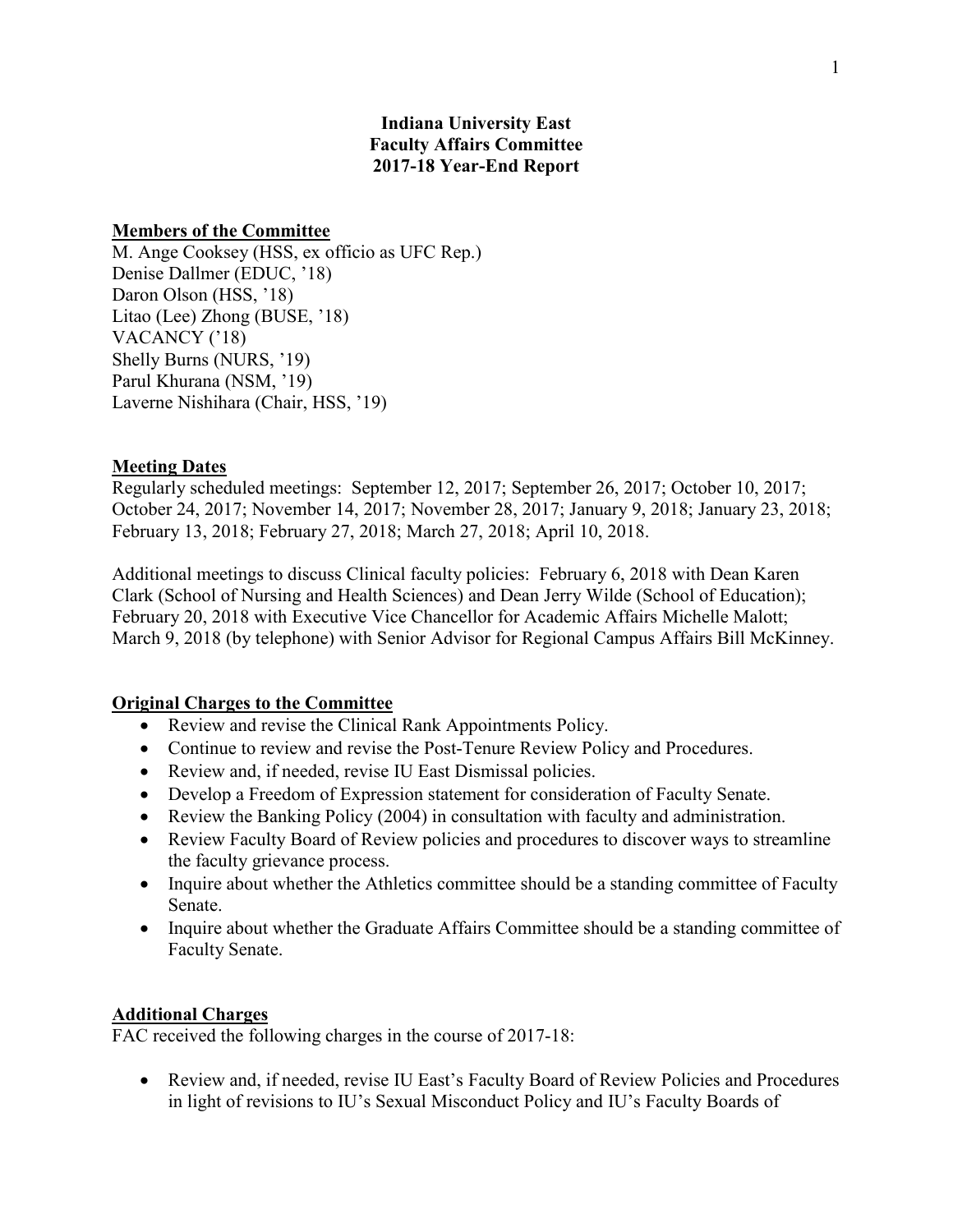# Indiana University East
## Faculty Affairs Committee
## 2017-18 Year-End Report

**Members of the Committee**

M. Ange Cooksey (HSS, ex officio as UFC Rep.)
Denise Dallmer (EDUC, '18)
Daron Olson (HSS, '18)
Litao (Lee) Zhong (BUSE, '18)
VACANCY ('18)
Shelly Burns (NURS, '19)
Parul Khurana (NSM, '19)
Laverne Nishihara (Chair, HSS, '19)

**Meeting Dates**

Regularly scheduled meetings: September 12, 2017; September 26, 2017; October 10, 2017; October 24, 2017; November 14, 2017; November 28, 2017; January 9, 2018; January 23, 2018; February 13, 2018; February 27, 2018; March 27, 2018; April 10, 2018.

Additional meetings to discuss Clinical faculty policies: February 6, 2018 with Dean Karen Clark (School of Nursing and Health Sciences) and Dean Jerry Wilde (School of Education); February 20, 2018 with Executive Vice Chancellor for Academic Affairs Michelle Malott; March 9, 2018 (by telephone) with Senior Advisor for Regional Campus Affairs Bill McKinney.

**Original Charges to the Committee**

- Review and revise the Clinical Rank Appointments Policy.
- Continue to review and revise the Post-Tenure Review Policy and Procedures.
- Review and, if needed, revise IU East Dismissal policies.
- Develop a Freedom of Expression statement for consideration of Faculty Senate.
- Review the Banking Policy (2004) in consultation with faculty and administration.
- Review Faculty Board of Review policies and procedures to discover ways to streamline the faculty grievance process.
- Inquire about whether the Athletics committee should be a standing committee of Faculty Senate.
- Inquire about whether the Graduate Affairs Committee should be a standing committee of Faculty Senate.

**Additional Charges**

FAC received the following charges in the course of 2017-18:

- Review and, if needed, revise IU East's Faculty Board of Review Policies and Procedures in light of revisions to IU's Sexual Misconduct Policy and IU's Faculty Boards of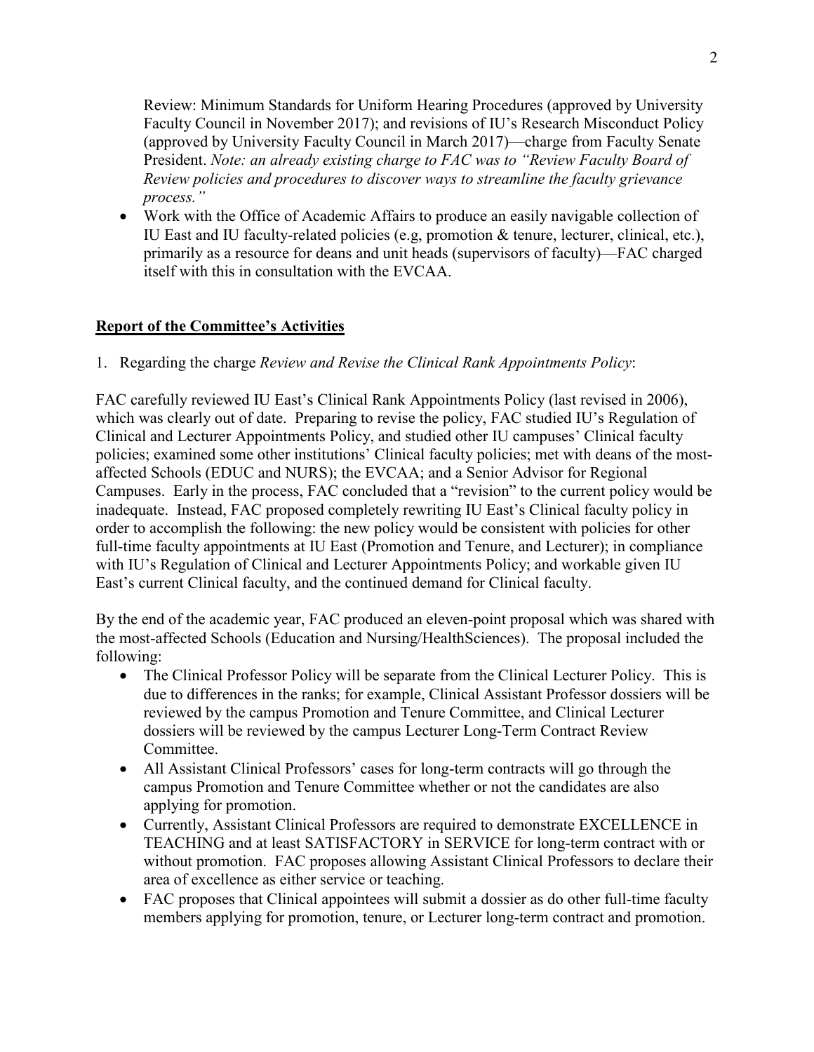Review: Minimum Standards for Uniform Hearing Procedures (approved by University Faculty Council in November 2017); and revisions of IU's Research Misconduct Policy (approved by University Faculty Council in March 2017)—charge from Faculty Senate President. *Note: an already existing charge to FAC was to "Review Faculty Board of Review policies and procedures to discover ways to streamline the faculty grievance process."*

- Work with the Office of Academic Affairs to produce an easily navigable collection of IU East and IU faculty-related policies (e.g, promotion & tenure, lecturer, clinical, etc.), primarily as a resource for deans and unit heads (supervisors of faculty)—FAC charged itself with this in consultation with the EVCAA.

## **Report of the Committee's Activities**

1. Regarding the charge *Review and Revise the Clinical Rank Appointments Policy*:

FAC carefully reviewed IU East's Clinical Rank Appointments Policy (last revised in 2006), which was clearly out of date. Preparing to revise the policy, FAC studied IU's Regulation of Clinical and Lecturer Appointments Policy, and studied other IU campuses' Clinical faculty policies; examined some other institutions' Clinical faculty policies; met with deans of the most-affected Schools (EDUC and NURS); the EVCAA; and a Senior Advisor for Regional Campuses. Early in the process, FAC concluded that a "revision" to the current policy would be inadequate. Instead, FAC proposed completely rewriting IU East's Clinical faculty policy in order to accomplish the following: the new policy would be consistent with policies for other full-time faculty appointments at IU East (Promotion and Tenure, and Lecturer); in compliance with IU's Regulation of Clinical and Lecturer Appointments Policy; and workable given IU East's current Clinical faculty, and the continued demand for Clinical faculty.

By the end of the academic year, FAC produced an eleven-point proposal which was shared with the most-affected Schools (Education and Nursing/HealthSciences). The proposal included the following:

- The Clinical Professor Policy will be separate from the Clinical Lecturer Policy. This is due to differences in the ranks; for example, Clinical Assistant Professor dossiers will be reviewed by the campus Promotion and Tenure Committee, and Clinical Lecturer dossiers will be reviewed by the campus Lecturer Long-Term Contract Review Committee.
- All Assistant Clinical Professors' cases for long-term contracts will go through the campus Promotion and Tenure Committee whether or not the candidates are also applying for promotion.
- Currently, Assistant Clinical Professors are required to demonstrate EXCELLENCE in TEACHING and at least SATISFACTORY in SERVICE for long-term contract with or without promotion. FAC proposes allowing Assistant Clinical Professors to declare their area of excellence as either service or teaching.
- FAC proposes that Clinical appointees will submit a dossier as do other full-time faculty members applying for promotion, tenure, or Lecturer long-term contract and promotion.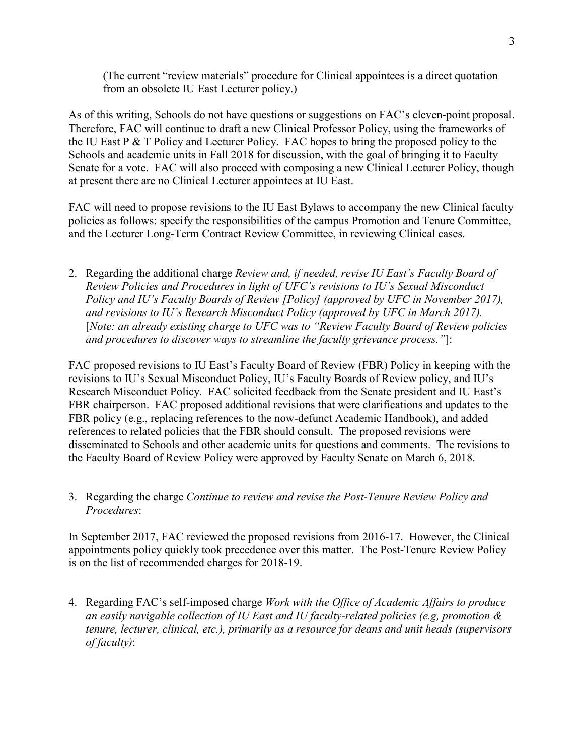(The current "review materials" procedure for Clinical appointees is a direct quotation from an obsolete IU East Lecturer policy.)

As of this writing, Schools do not have questions or suggestions on FAC's eleven-point proposal. Therefore, FAC will continue to draft a new Clinical Professor Policy, using the frameworks of the IU East P & T Policy and Lecturer Policy. FAC hopes to bring the proposed policy to the Schools and academic units in Fall 2018 for discussion, with the goal of bringing it to Faculty Senate for a vote. FAC will also proceed with composing a new Clinical Lecturer Policy, though at present there are no Clinical Lecturer appointees at IU East.

FAC will need to propose revisions to the IU East Bylaws to accompany the new Clinical faculty policies as follows: specify the responsibilities of the campus Promotion and Tenure Committee, and the Lecturer Long-Term Contract Review Committee, in reviewing Clinical cases.

2. Regarding the additional charge *Review and, if needed, revise IU East's Faculty Board of Review Policies and Procedures in light of UFC's revisions to IU's Sexual Misconduct Policy and IU's Faculty Boards of Review [Policy] (approved by UFC in November 2017), and revisions to IU's Research Misconduct Policy (approved by UFC in March 2017).* [*Note: an already existing charge to UFC was to "Review Faculty Board of Review policies and procedures to discover ways to streamline the faculty grievance process."*]:

FAC proposed revisions to IU East's Faculty Board of Review (FBR) Policy in keeping with the revisions to IU's Sexual Misconduct Policy, IU's Faculty Boards of Review policy, and IU's Research Misconduct Policy. FAC solicited feedback from the Senate president and IU East's FBR chairperson. FAC proposed additional revisions that were clarifications and updates to the FBR policy (e.g., replacing references to the now-defunct Academic Handbook), and added references to related policies that the FBR should consult. The proposed revisions were disseminated to Schools and other academic units for questions and comments. The revisions to the Faculty Board of Review Policy were approved by Faculty Senate on March 6, 2018.

3. Regarding the charge *Continue to review and revise the Post-Tenure Review Policy and Procedures*:

In September 2017, FAC reviewed the proposed revisions from 2016-17. However, the Clinical appointments policy quickly took precedence over this matter. The Post-Tenure Review Policy is on the list of recommended charges for 2018-19.

4. Regarding FAC's self-imposed charge *Work with the Office of Academic Affairs to produce an easily navigable collection of IU East and IU faculty-related policies (e.g, promotion & tenure, lecturer, clinical, etc.), primarily as a resource for deans and unit heads (supervisors of faculty)*: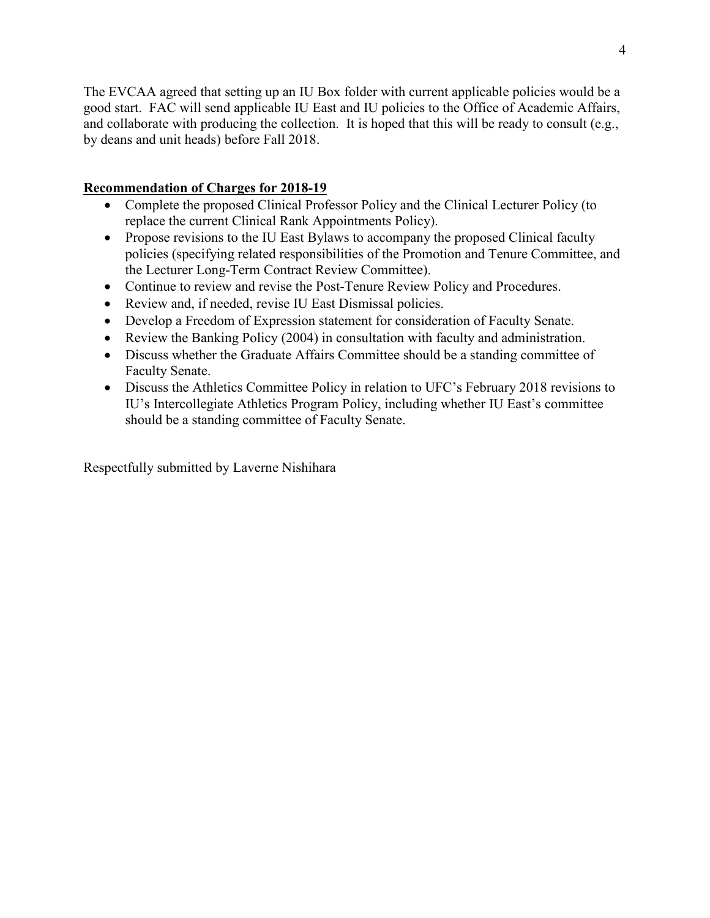The EVCAA agreed that setting up an IU Box folder with current applicable policies would be a good start. FAC will send applicable IU East and IU policies to the Office of Academic Affairs, and collaborate with producing the collection. It is hoped that this will be ready to consult (e.g., by deans and unit heads) before Fall 2018.

**Recommendation of Charges for 2018-19**

- Complete the proposed Clinical Professor Policy and the Clinical Lecturer Policy (to replace the current Clinical Rank Appointments Policy).
- Propose revisions to the IU East Bylaws to accompany the proposed Clinical faculty policies (specifying related responsibilities of the Promotion and Tenure Committee, and the Lecturer Long-Term Contract Review Committee).
- Continue to review and revise the Post-Tenure Review Policy and Procedures.
- Review and, if needed, revise IU East Dismissal policies.
- Develop a Freedom of Expression statement for consideration of Faculty Senate.
- Review the Banking Policy (2004) in consultation with faculty and administration.
- Discuss whether the Graduate Affairs Committee should be a standing committee of Faculty Senate.
- Discuss the Athletics Committee Policy in relation to UFC's February 2018 revisions to IU's Intercollegiate Athletics Program Policy, including whether IU East's committee should be a standing committee of Faculty Senate.

Respectfully submitted by Laverne Nishihara